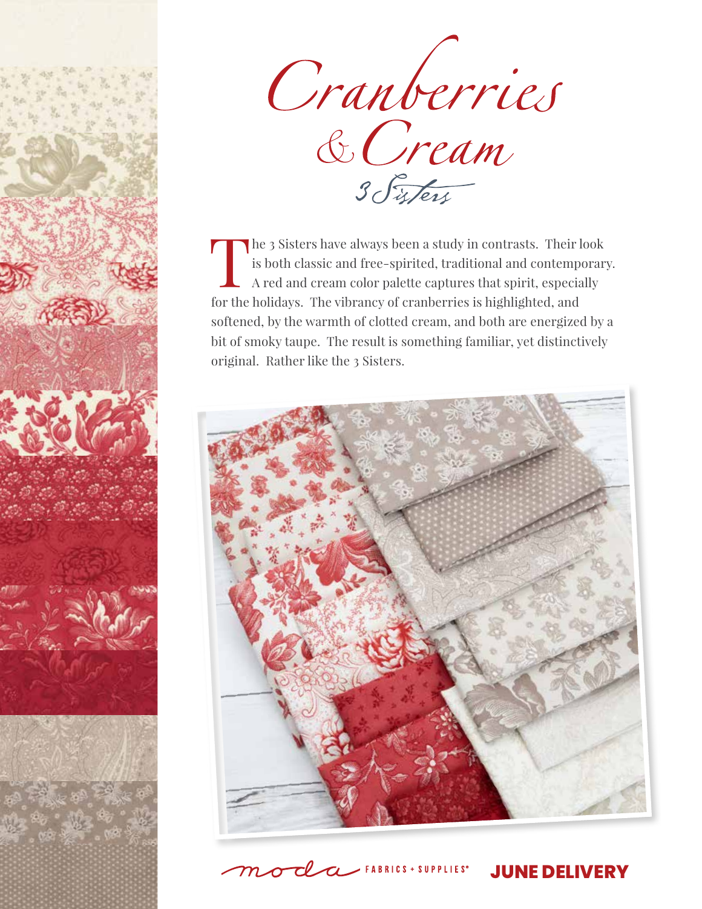# Cranberries & Cream

3 Sisters

The 3 Sisters have always been a study in contrasts. Their look is both classic and free-spirited, traditional and contemporary. A red and cream color palette captures that spirit, especially for the holidays. The vibrancy of cranberries is highlighted, and softened, by the warmth of clotted cream, and both are energized by a bit of smoky taupe. The result is something familiar, yet distinctively original. Rather like the 3 Sisters.

moda FABRICS + SUPPLIES®

**JUNE DELIVERY**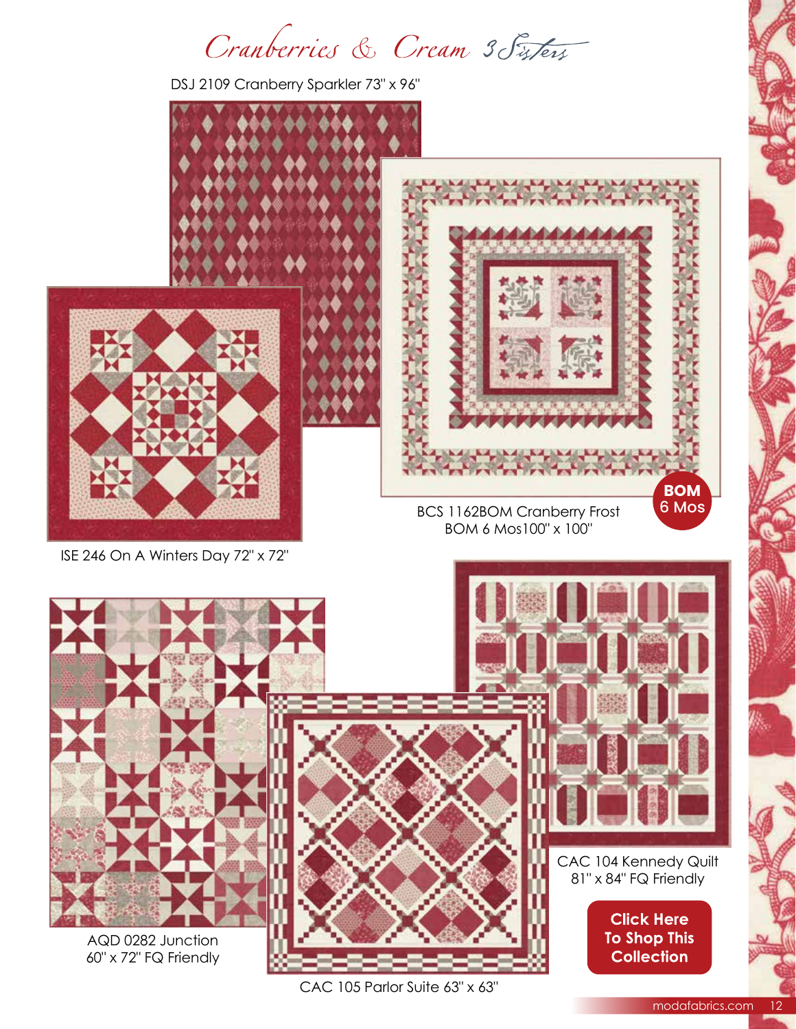# Cranberries & Cream 3 Sisters

DSJ 2109 Cranberry Sparkler 73" x 96"

ISE 246 On A Winters Day 72" x 72"

BCS 1162BOM Cranberry Frost BOM 6 Mos100" x 100"

**BOM 6 Mos**

AQD 0282 Junction 60" x 72" FQ Friendly

CAC 104 Kennedy Quilt 81" x 84" FQ Friendly

CAC 105 Parlor Suite 63" x 63"

**Click Here To Shop This Collection**

modafabrics.com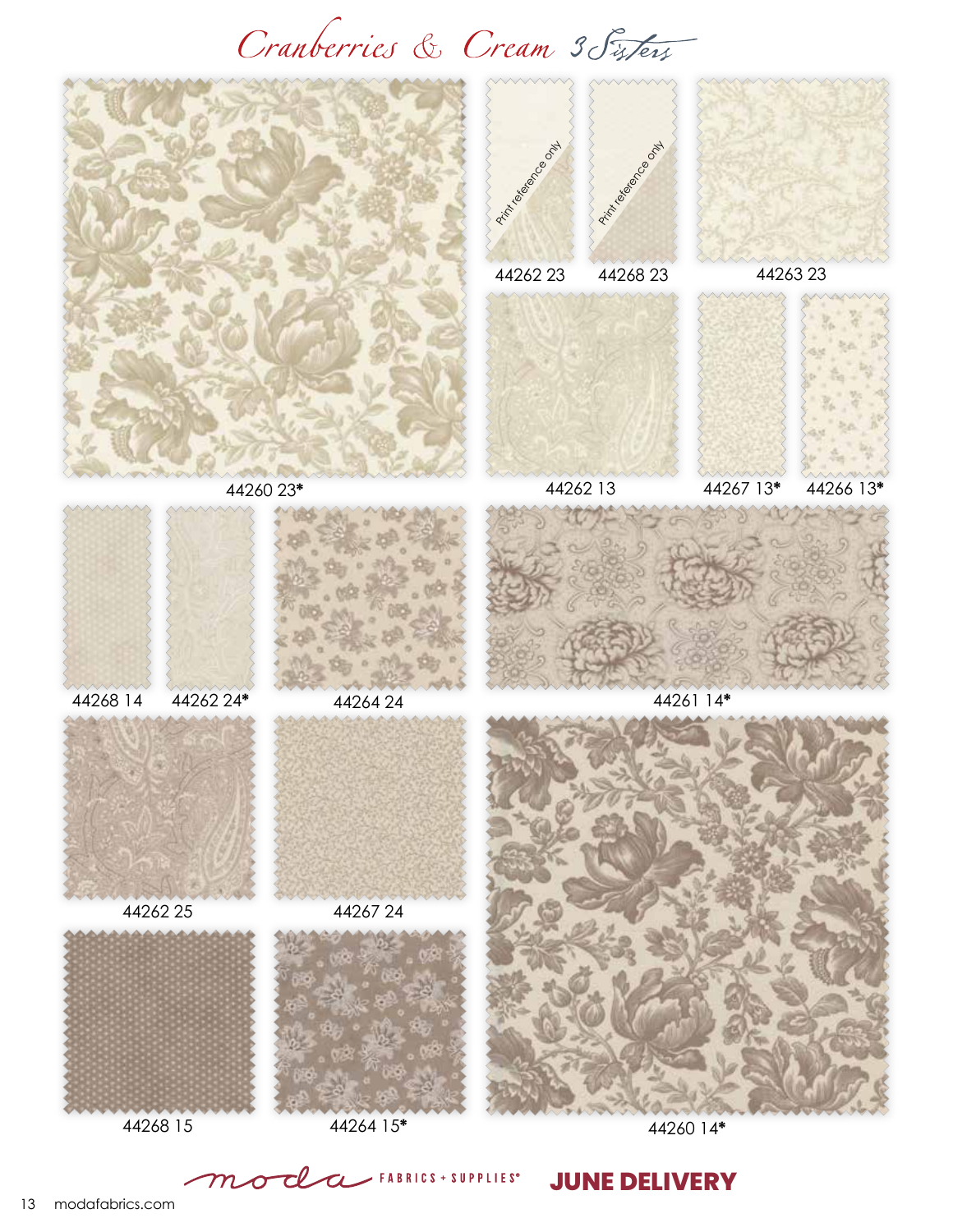# Cranberries & Cream 3 Sisters

Print reference only

44262 23

Print reference only

44268 23

44263 23

44260 23*

44262 13

44267 13*

44266 13*

44268 14

44262 24*

44264 24

44261 14*

44262 25

44267 24

44268 15

44264 15*

44260 14*

moda FABRICS + SUPPLIES®

**JUNE DELIVERY**

modafabrics.com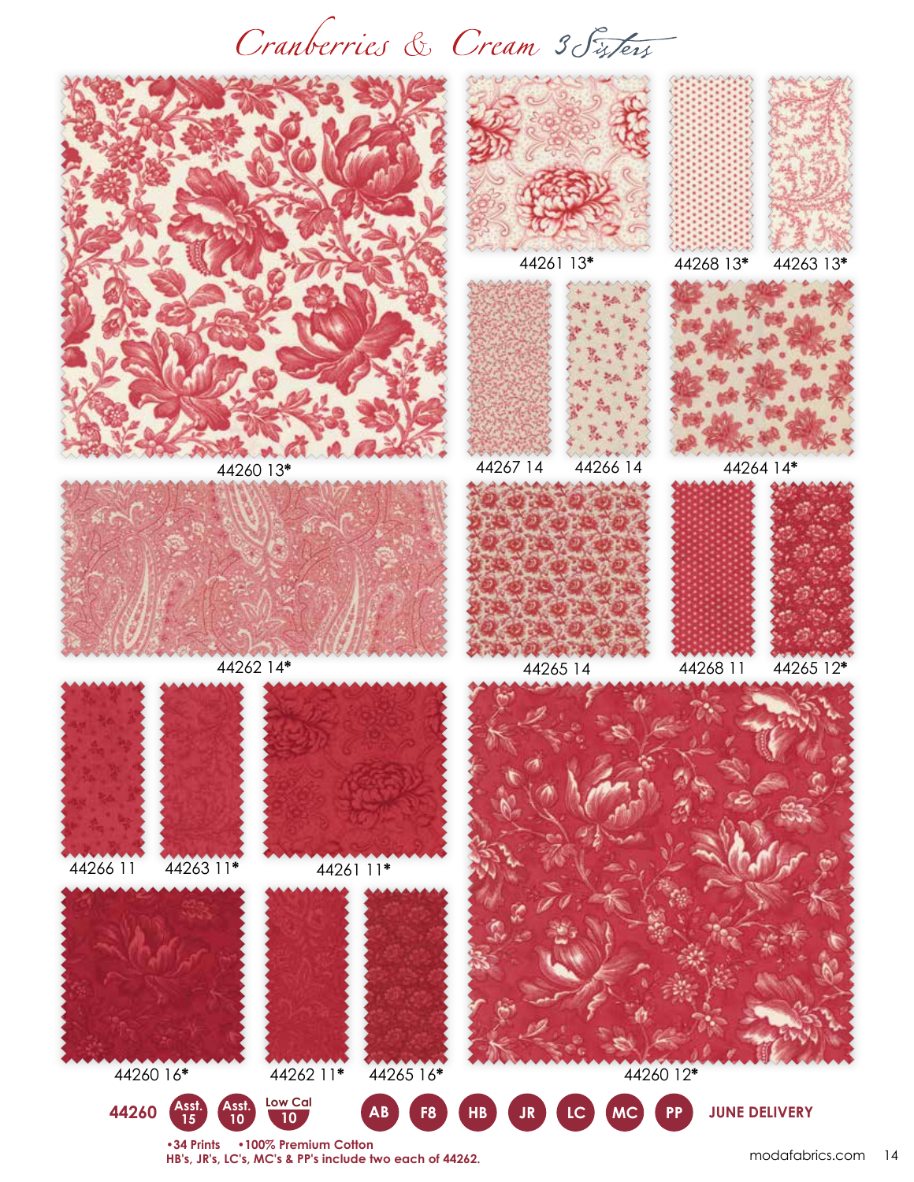# Cranberries & Cream 3 Sisters

44261 13*

44268 13*

44263 13*

44267 14

44266 14

44264 14*

44260 13*

44262 14*

44265 14

44268 11

44265 12*

44266 11

44263 11*

44261 11*

44260 16*

44262 11*

44265 16*

44260 12*

44260 Asst. 15 Asst. 10 Low Cal 10 AB F8 HB JR LC MC PP **JUNE DELIVERY**

•34 Prints •100% Premium Cotton

HB's, JR's, LC's, MC's & PP's include two each of 44262.

modafabrics.com